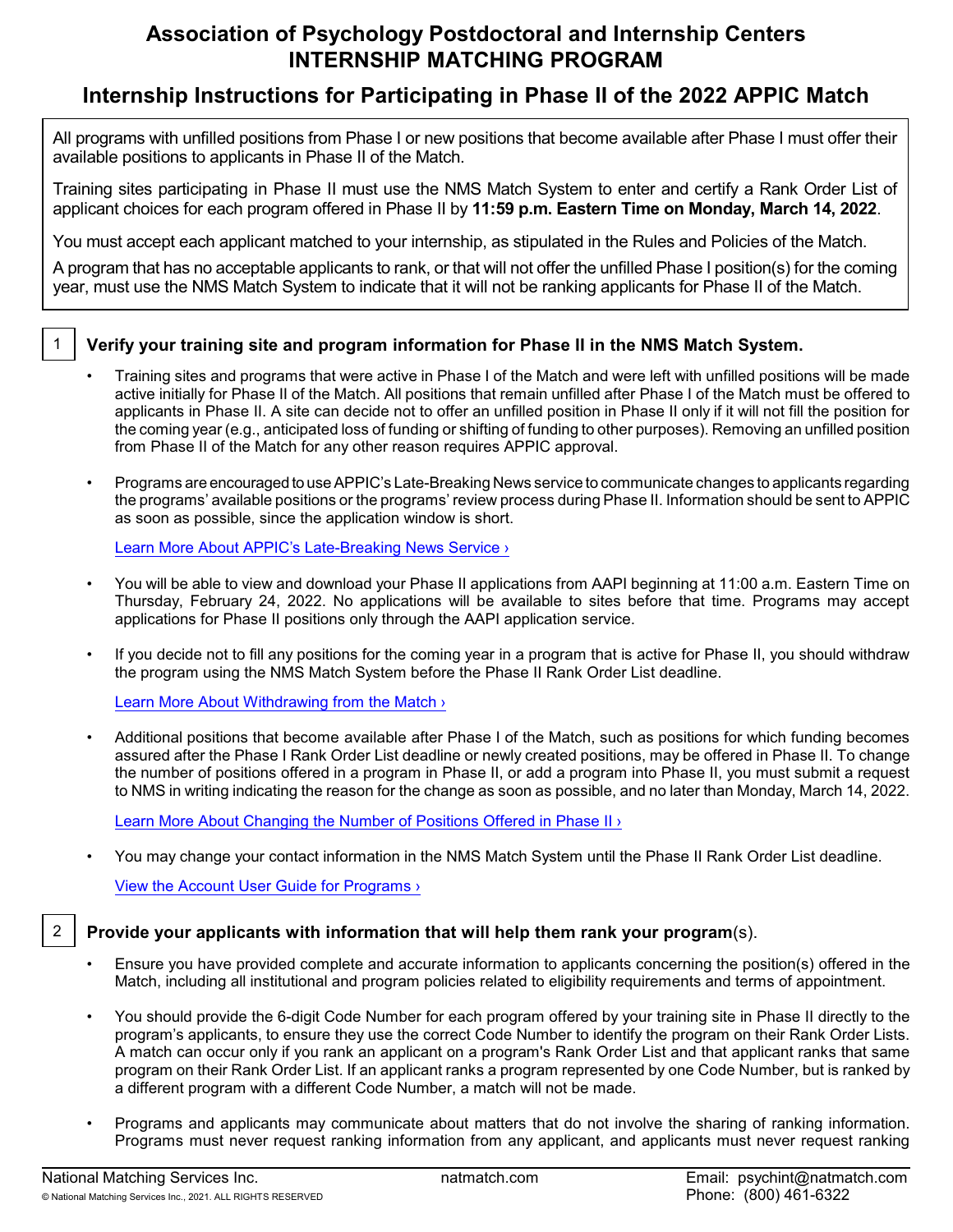# Association of Psychology Postdoctoral and Internship Centers
# INTERNSHIP MATCHING PROGRAM

## Internship Instructions for Participating in Phase II of the 2022 APPIC Match

All programs with unfilled positions from Phase I or new positions that become available after Phase I must offer their available positions to applicants in Phase II of the Match.

Training sites participating in Phase II must use the NMS Match System to enter and certify a Rank Order List of applicant choices for each program offered in Phase II by **11:59 p.m. Eastern Time on Monday, March 14, 2022**.

You must accept each applicant matched to your internship, as stipulated in the Rules and Policies of the Match.

A program that has no acceptable applicants to rank, or that will not offer the unfilled Phase I position(s) for the coming year, must use the NMS Match System to indicate that it will not be ranking applicants for Phase II of the Match.

### 1 Verify your training site and program information for Phase II in the NMS Match System.

- Training sites and programs that were active in Phase I of the Match and were left with unfilled positions will be made active initially for Phase II of the Match. All positions that remain unfilled after Phase I of the Match must be offered to applicants in Phase II. A site can decide not to offer an unfilled position in Phase II only if it will not fill the position for the coming year (e.g., anticipated loss of funding or shifting of funding to other purposes). Removing an unfilled position from Phase II of the Match for any other reason requires APPIC approval.

- Programs are encouraged to use APPIC's Late-Breaking News service to communicate changes to applicants regarding the programs' available positions or the programs' review process during Phase II. Information should be sent to APPIC as soon as possible, since the application window is short.

  Learn More About APPIC's Late-Breaking News Service ›

- You will be able to view and download your Phase II applications from AAPI beginning at 11:00 a.m. Eastern Time on Thursday, February 24, 2022. No applications will be available to sites before that time. Programs may accept applications for Phase II positions only through the AAPI application service.

- If you decide not to fill any positions for the coming year in a program that is active for Phase II, you should withdraw the program using the NMS Match System before the Phase II Rank Order List deadline.

  Learn More About Withdrawing from the Match ›

- Additional positions that become available after Phase I of the Match, such as positions for which funding becomes assured after the Phase I Rank Order List deadline or newly created positions, may be offered in Phase II. To change the number of positions offered in a program in Phase II, or add a program into Phase II, you must submit a request to NMS in writing indicating the reason for the change as soon as possible, and no later than Monday, March 14, 2022.

  Learn More About Changing the Number of Positions Offered in Phase II ›

- You may change your contact information in the NMS Match System until the Phase II Rank Order List deadline.

  View the Account User Guide for Programs ›

### 2 Provide your applicants with information that will help them rank your program(s).

- Ensure you have provided complete and accurate information to applicants concerning the position(s) offered in the Match, including all institutional and program policies related to eligibility requirements and terms of appointment.

- You should provide the 6-digit Code Number for each program offered by your training site in Phase II directly to the program's applicants, to ensure they use the correct Code Number to identify the program on their Rank Order Lists. A match can occur only if you rank an applicant on a program's Rank Order List and that applicant ranks that same program on their Rank Order List. If an applicant ranks a program represented by one Code Number, but is ranked by a different program with a different Code Number, a match will not be made.

- Programs and applicants may communicate about matters that do not involve the sharing of ranking information. Programs must never request ranking information from any applicant, and applicants must never request ranking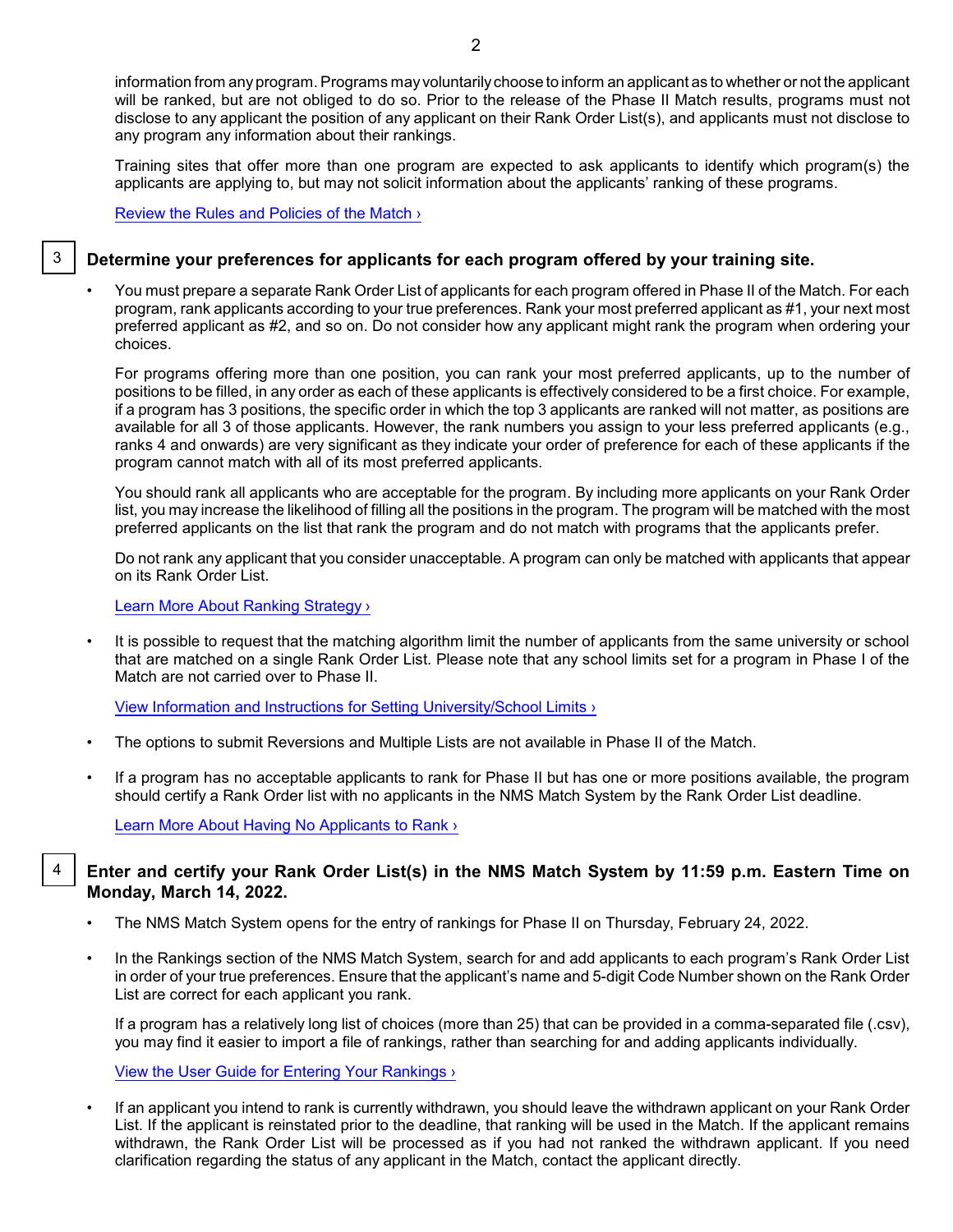information from any program. Programs may voluntarily choose to inform an applicant as to whether or not the applicant will be ranked, but are not obliged to do so. Prior to the release of the Phase II Match results, programs must not disclose to any applicant the position of any applicant on their Rank Order List(s), and applicants must not disclose to any program any information about their rankings.

Training sites that offer more than one program are expected to ask applicants to identify which program(s) the applicants are applying to, but may not solicit information about the applicants' ranking of these programs.

[Review the Rules and Policies of the Match ›]

## 3 Determine your preferences for applicants for each program offered by your training site.

- You must prepare a separate Rank Order List of applicants for each program offered in Phase II of the Match. For each program, rank applicants according to your true preferences. Rank your most preferred applicant as #1, your next most preferred applicant as #2, and so on. Do not consider how any applicant might rank the program when ordering your choices.

  For programs offering more than one position, you can rank your most preferred applicants, up to the number of positions to be filled, in any order as each of these applicants is effectively considered to be a first choice. For example, if a program has 3 positions, the specific order in which the top 3 applicants are ranked will not matter, as positions are available for all 3 of those applicants. However, the rank numbers you assign to your less preferred applicants (e.g., ranks 4 and onwards) are very significant as they indicate your order of preference for each of these applicants if the program cannot match with all of its most preferred applicants.

  You should rank all applicants who are acceptable for the program. By including more applicants on your Rank Order list, you may increase the likelihood of filling all the positions in the program. The program will be matched with the most preferred applicants on the list that rank the program and do not match with programs that the applicants prefer.

  Do not rank any applicant that you consider unacceptable. A program can only be matched with applicants that appear on its Rank Order List.

  [Learn More About Ranking Strategy ›]

- It is possible to request that the matching algorithm limit the number of applicants from the same university or school that are matched on a single Rank Order List. Please note that any school limits set for a program in Phase I of the Match are not carried over to Phase II.

  [View Information and Instructions for Setting University/School Limits ›]

- The options to submit Reversions and Multiple Lists are not available in Phase II of the Match.

- If a program has no acceptable applicants to rank for Phase II but has one or more positions available, the program should certify a Rank Order list with no applicants in the NMS Match System by the Rank Order List deadline.

  [Learn More About Having No Applicants to Rank ›]

## 4 Enter and certify your Rank Order List(s) in the NMS Match System by 11:59 p.m. Eastern Time on Monday, March 14, 2022.

- The NMS Match System opens for the entry of rankings for Phase II on Thursday, February 24, 2022.

- In the Rankings section of the NMS Match System, search for and add applicants to each program's Rank Order List in order of your true preferences. Ensure that the applicant's name and 5-digit Code Number shown on the Rank Order List are correct for each applicant you rank.

  If a program has a relatively long list of choices (more than 25) that can be provided in a comma-separated file (.csv), you may find it easier to import a file of rankings, rather than searching for and adding applicants individually.

  [View the User Guide for Entering Your Rankings ›]

- If an applicant you intend to rank is currently withdrawn, you should leave the withdrawn applicant on your Rank Order List. If the applicant is reinstated prior to the deadline, that ranking will be used in the Match. If the applicant remains withdrawn, the Rank Order List will be processed as if you had not ranked the withdrawn applicant. If you need clarification regarding the status of any applicant in the Match, contact the applicant directly.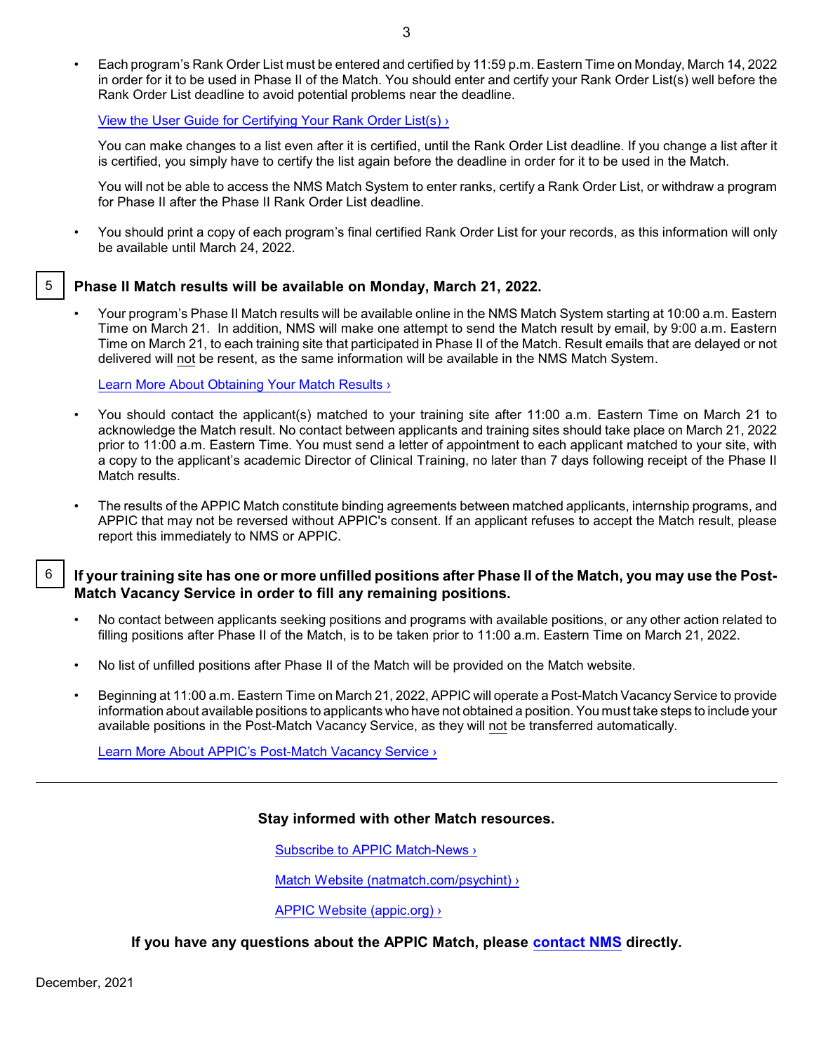- Each program's Rank Order List must be entered and certified by 11:59 p.m. Eastern Time on Monday, March 14, 2022 in order for it to be used in Phase II of the Match. You should enter and certify your Rank Order List(s) well before the Rank Order List deadline to avoid potential problems near the deadline.

  [View the User Guide for Certifying Your Rank Order List(s) ›]

  You can make changes to a list even after it is certified, until the Rank Order List deadline. If you change a list after it is certified, you simply have to certify the list again before the deadline in order for it to be used in the Match.

  You will not be able to access the NMS Match System to enter ranks, certify a Rank Order List, or withdraw a program for Phase II after the Phase II Rank Order List deadline.

- You should print a copy of each program's final certified Rank Order List for your records, as this information will only be available until March 24, 2022.

## 5 Phase II Match results will be available on Monday, March 21, 2022.

- Your program's Phase II Match results will be available online in the NMS Match System starting at 10:00 a.m. Eastern Time on March 21. In addition, NMS will make one attempt to send the Match result by email, by 9:00 a.m. Eastern Time on March 21, to each training site that participated in Phase II of the Match. Result emails that are delayed or not delivered will not be resent, as the same information will be available in the NMS Match System.

  [Learn More About Obtaining Your Match Results ›]

- You should contact the applicant(s) matched to your training site after 11:00 a.m. Eastern Time on March 21 to acknowledge the Match result. No contact between applicants and training sites should take place on March 21, 2022 prior to 11:00 a.m. Eastern Time. You must send a letter of appointment to each applicant matched to your site, with a copy to the applicant's academic Director of Clinical Training, no later than 7 days following receipt of the Phase II Match results.

- The results of the APPIC Match constitute binding agreements between matched applicants, internship programs, and APPIC that may not be reversed without APPIC's consent. If an applicant refuses to accept the Match result, please report this immediately to NMS or APPIC.

## 6 If your training site has one or more unfilled positions after Phase II of the Match, you may use the Post-Match Vacancy Service in order to fill any remaining positions.

- No contact between applicants seeking positions and programs with available positions, or any other action related to filling positions after Phase II of the Match, is to be taken prior to 11:00 a.m. Eastern Time on March 21, 2022.

- No list of unfilled positions after Phase II of the Match will be provided on the Match website.

- Beginning at 11:00 a.m. Eastern Time on March 21, 2022, APPIC will operate a Post-Match Vacancy Service to provide information about available positions to applicants who have not obtained a position. You must take steps to include your available positions in the Post-Match Vacancy Service, as they will not be transferred automatically.

  [Learn More About APPIC's Post-Match Vacancy Service ›]

---

**Stay informed with other Match resources.**

[Subscribe to APPIC Match-News ›]

[Match Website (natmatch.com/psychint) ›]

[APPIC Website (appic.org) ›]

**If you have any questions about the APPIC Match, please contact NMS directly.**

December, 2021